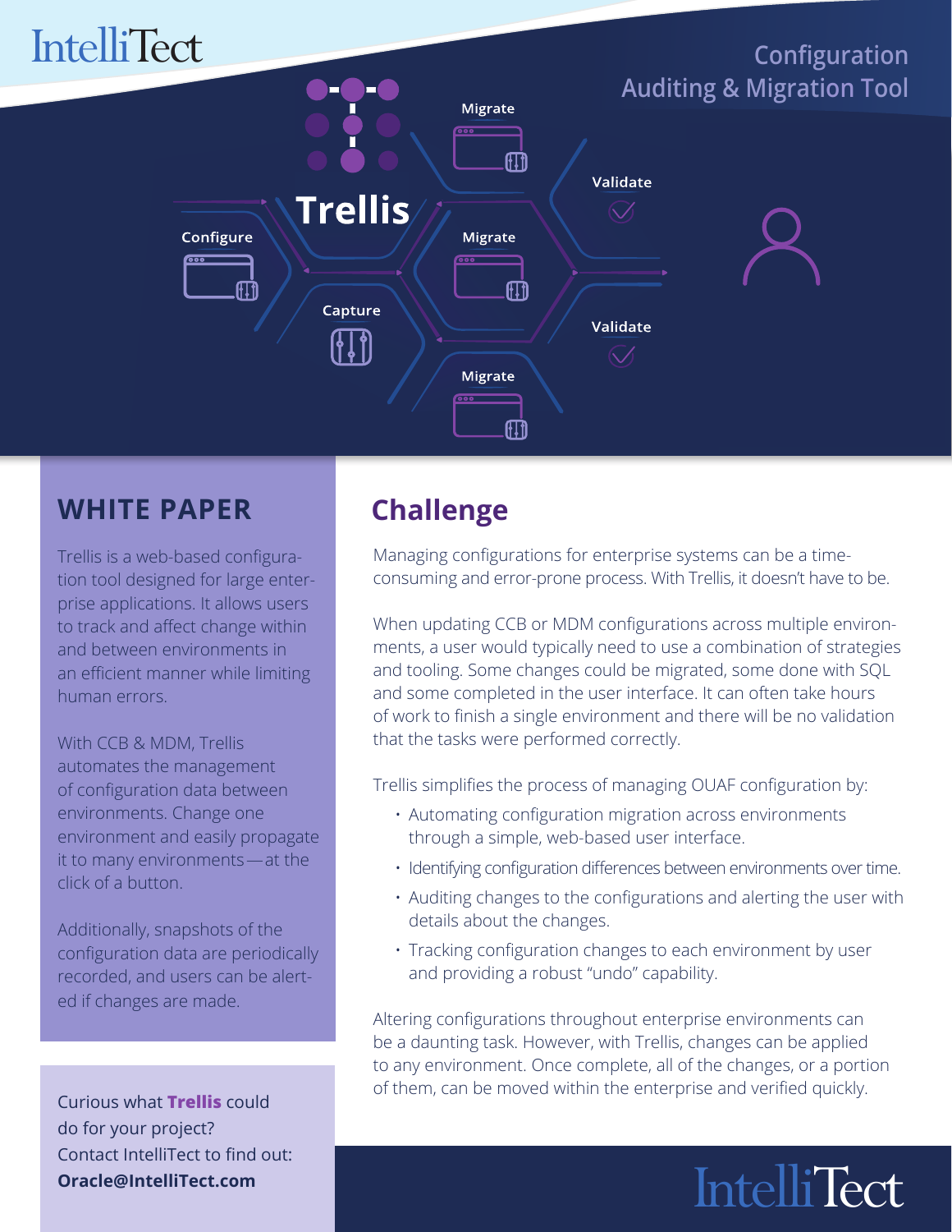# Configuration Auditing & Migration Tool

## WHITE PAPER

Trellis is a web-based configuration tool designed for large enterprise applications. It allows users to track and affect change within and between environments in an efficient manner while limiting human errors.

With CCB & MDM, Trellis automates the management of configuration data between environments. Change one environment and easily propagate it to many environments—at the click of a button.

Additionally, snapshots of the configuration data are periodically recorded, and users can be alerted if changes are made.

Curious what **Trellis** could do for your project? Contact IntelliTect to find out: **Oracle@IntelliTect.com**

## Challenge

Managing configurations for enterprise systems can be a time-consuming and error-prone process. With Trellis, it doesn't have to be.

When updating CCB or MDM configurations across multiple environments, a user would typically need to use a combination of strategies and tooling. Some changes could be migrated, some done with SQL and some completed in the user interface. It can often take hours of work to finish a single environment and there will be no validation that the tasks were performed correctly.

Trellis simplifies the process of managing OUAF configuration by:

- Automating configuration migration across environments through a simple, web-based user interface.
- Identifying configuration differences between environments over time.
- Auditing changes to the configurations and alerting the user with details about the changes.
- Tracking configuration changes to each environment by user and providing a robust "undo" capability.

Altering configurations throughout enterprise environments can be a daunting task. However, with Trellis, changes can be applied to any environment. Once complete, all of the changes, or a portion of them, can be moved within the enterprise and verified quickly.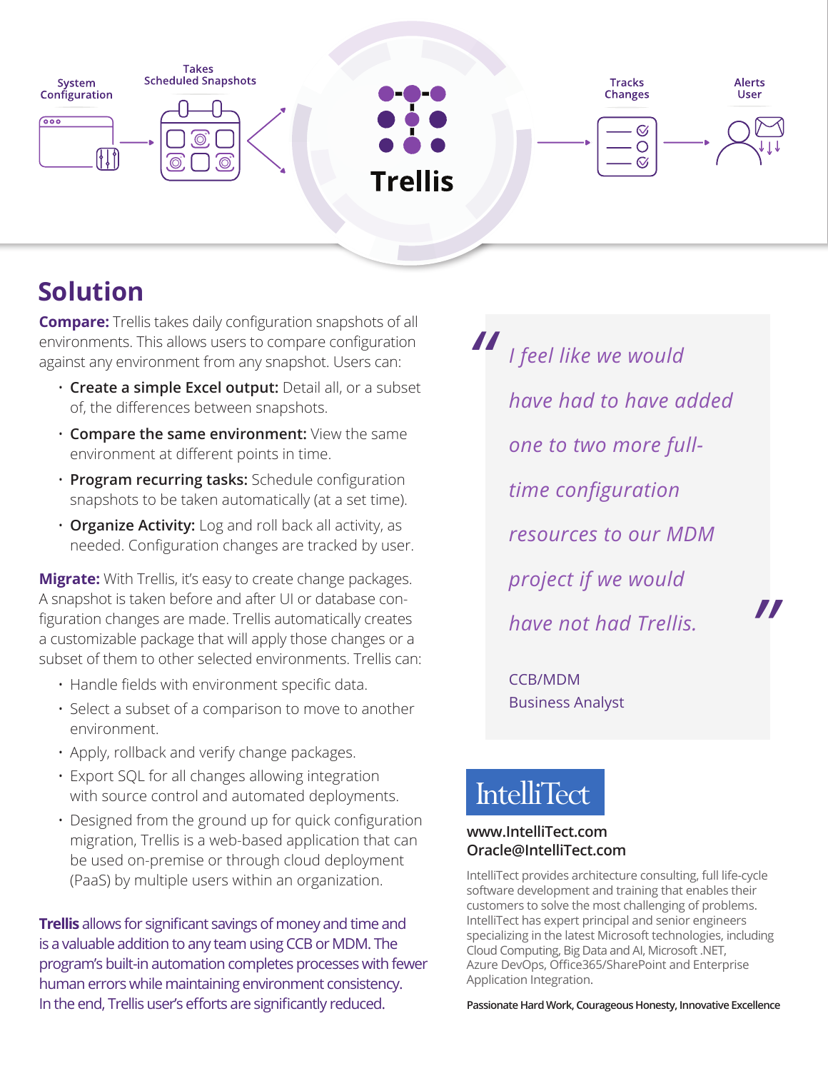System Configuration

Takes Scheduled Snapshots

Trellis

Tracks Changes

Alerts User

## Solution

**Compare:** Trellis takes daily configuration snapshots of all environments. This allows users to compare configuration against any environment from any snapshot. Users can:

- **Create a simple Excel output:** Detail all, or a subset of, the differences between snapshots.
- **Compare the same environment:** View the same environment at different points in time.
- **Program recurring tasks:** Schedule configuration snapshots to be taken automatically (at a set time).
- **Organize Activity:** Log and roll back all activity, as needed. Configuration changes are tracked by user.

**Migrate:** With Trellis, it's easy to create change packages. A snapshot is taken before and after UI or database configuration changes are made. Trellis automatically creates a customizable package that will apply those changes or a subset of them to other selected environments. Trellis can:

- Handle fields with environment specific data.
- Select a subset of a comparison to move to another environment.
- Apply, rollback and verify change packages.
- Export SQL for all changes allowing integration with source control and automated deployments.
- Designed from the ground up for quick configuration migration, Trellis is a web-based application that can be used on-premise or through cloud deployment (PaaS) by multiple users within an organization.

**Trellis** allows for significant savings of money and time and is a valuable addition to any team using CCB or MDM. The program's built-in automation completes processes with fewer human errors while maintaining environment consistency. In the end, Trellis user's efforts are significantly reduced.

> *"I feel like we would have had to have added one to two more full-time configuration resources to our MDM project if we would have not had Trellis."*
>
> CCB/MDM
> Business Analyst

IntelliTect

**www.IntelliTect.com**
**Oracle@IntelliTect.com**

IntelliTect provides architecture consulting, full life-cycle software development and training that enables their customers to solve the most challenging of problems. IntelliTect has expert principal and senior engineers specializing in the latest Microsoft technologies, including Cloud Computing, Big Data and AI, Microsoft .NET, Azure DevOps, Office365/SharePoint and Enterprise Application Integration.

**Passionate Hard Work, Courageous Honesty, Innovative Excellence**